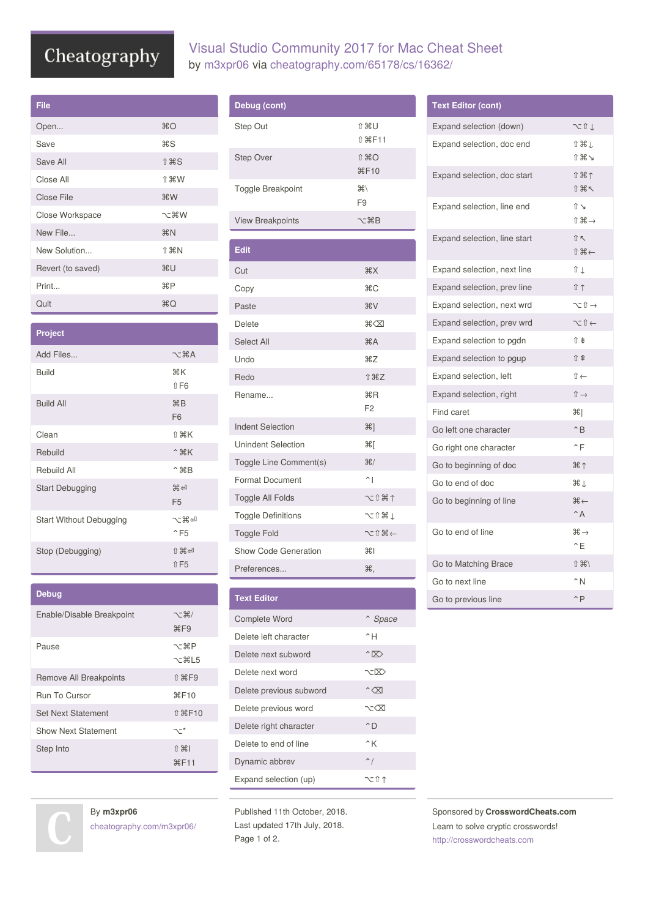# Visual Studio Community 2017 for Mac Cheat Sheet

by m3xpr06 via cheatography.com/65178/cs/16362/

## File

| | |
|---|---|
| Open... | ⌘O |
| Save | ⌘S |
| Save All | ⇧⌘S |
| Close All | ⇧⌘W |
| Close File | ⌘W |
| Close Workspace | ⌥⌘W |
| New File... | ⌘N |
| New Solution... | ⇧⌘N |
| Revert (to saved) | ⌘U |
| Print... | ⌘P |
| Quit | ⌘Q |

## Project

| | |
|---|---|
| Add Files... | ⌥⌘A |
| Build | ⌘K<br>⇧F6 |
| Build All | ⌘B<br>F6 |
| Clean | ⇧⌘K |
| Rebuild | ^⌘K |
| Rebuild All | ^⌘B |
| Start Debugging | ⌘⏎<br>F5 |
| Start Without Debugging | ⌥⌘⏎<br>^F5 |
| Stop (Debugging) | ⇧⌘⏎<br>⇧F5 |

## Debug

| | |
|---|---|
| Enable/Disable Breakpoint | ⌥⌘/<br>⌘F9 |
| Pause | ⌥⌘P<br>⌥⌘L5 |
| Remove All Breakpoints | ⇧⌘F9 |
| Run To Cursor | ⌘F10 |
| Set Next Statement | ⇧⌘F10 |
| Show Next Statement | ⌥* |
| Step Into | ⇧⌘I<br>⌘F11 |

## Debug (cont)

| | |
|---|---|
| Step Out | ⇧⌘U<br>⇧⌘F11 |
| Step Over | ⇧⌘O<br>⌘F10 |
| Toggle Breakpoint | ⌘\<br>F9 |
| View Breakpoints | ⌥⌘B |

## Edit

| | |
|---|---|
| Cut | ⌘X |
| Copy | ⌘C |
| Paste | ⌘V |
| Delete | ⌘⌫ |
| Select All | ⌘A |
| Undo | ⌘Z |
| Redo | ⇧⌘Z |
| Rename... | ⌘R<br>F2 |
| Indent Selection | ⌘] |
| Unindent Selection | ⌘[ |
| Toggle Line Comment(s) | ⌘/ |
| Format Document | ^I |
| Toggle All Folds | ⌥⇧⌘↑ |
| Toggle Definitions | ⌥⇧⌘↓ |
| Toggle Fold | ⌥⇧⌘← |
| Show Code Generation | ⌘I |
| Preferences... | ⌘, |

## Text Editor

| | |
|---|---|
| Complete Word | ^ *Space* |
| Delete left character | ^H |
| Delete next subword | ^⌦ |
| Delete next word | ⌥⌦ |
| Delete previous subword | ^⌫ |
| Delete previous word | ⌥⌫ |
| Delete right character | ^D |
| Delete to end of line | ^K |
| Dynamic abbrev | ^/ |
| Expand selection (up) | ⌥⇧↑ |

## Text Editor (cont)

| | |
|---|---|
| Expand selection (down) | ⌥⇧↓ |
| Expand selection, doc end | ⇧⌘↓<br>⇧⌘↘ |
| Expand selection, doc start | ⇧⌘↑<br>⇧⌘↖ |
| Expand selection, line end | ⇧↘<br>⇧⌘→ |
| Expand selection, line start | ⇧↖<br>⇧⌘← |
| Expand selection, next line | ⇧↓ |
| Expand selection, prev line | ⇧↑ |
| Expand selection, next wrd | ⌥⇧→ |
| Expand selection, prev wrd | ⌥⇧← |
| Expand selection to pgdn | ⇧⇟ |
| Expand selection to pgup | ⇧⇞ |
| Expand selection, left | ⇧← |
| Expand selection, right | ⇧→ |
| Find caret | ⌘\| |
| Go left one character | ^B |
| Go right one character | ^F |
| Go to beginning of doc | ⌘↑ |
| Go to end of doc | ⌘↓ |
| Go to beginning of line | ⌘←<br>^A |
| Go to end of line | ⌘→<br>^E |
| Go to Matching Brace | ⇧⌘\ |
| Go to next line | ^N |
| Go to previous line | ^P |

By **m3xpr06**
cheatography.com/m3xpr06/

Published 11th October, 2018.
Last updated 17th July, 2018.

Sponsored by **CrosswordCheats.com**
Learn to solve cryptic crosswords!
http://crosswordcheats.com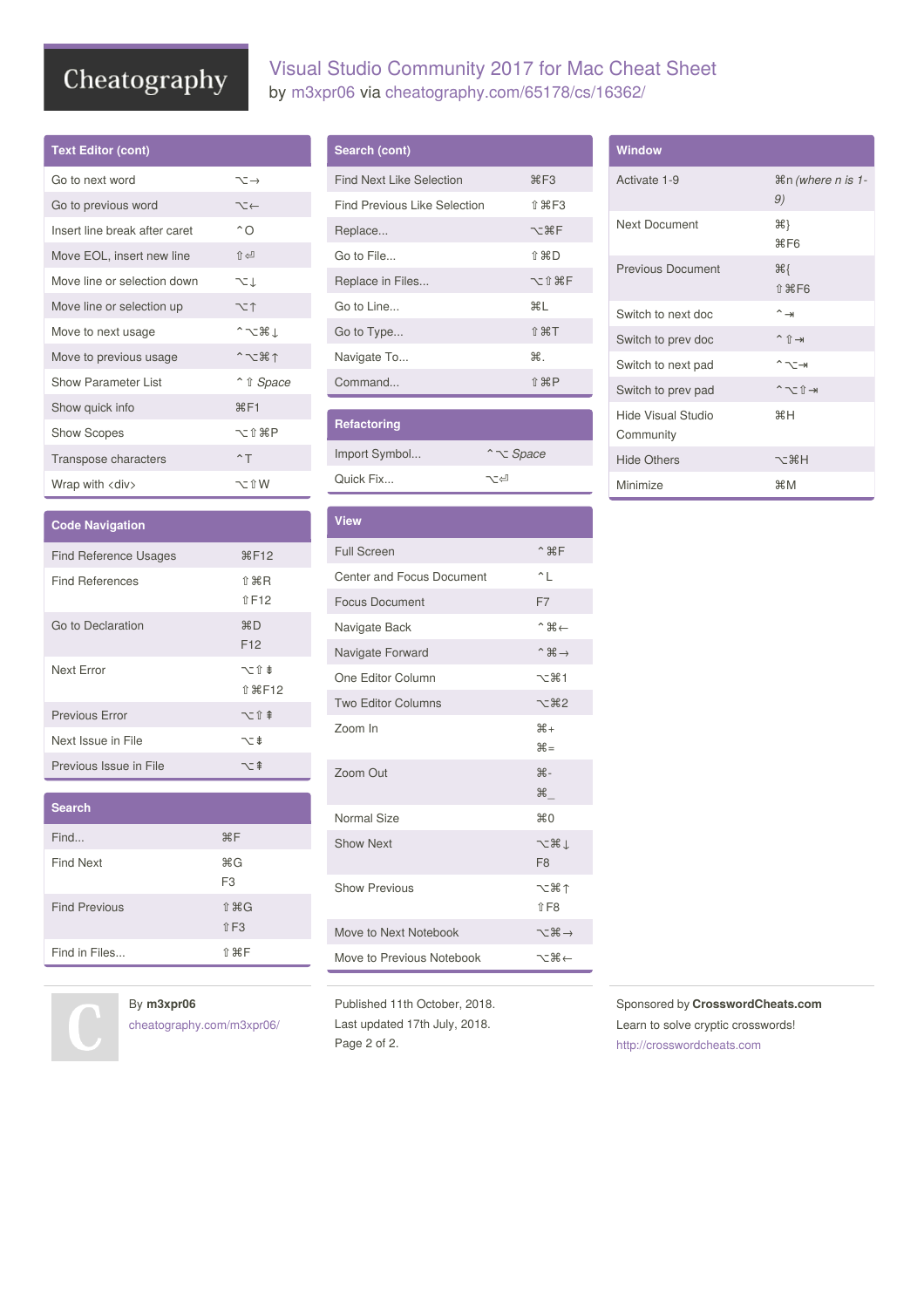# Visual Studio Community 2017 for Mac Cheat Sheet

by m3xpr06 via cheatography.com/65178/cs/16362/

## Text Editor (cont)

| | |
|---|---|
| Go to next word | ⌥→ |
| Go to previous word | ⌥← |
| Insert line break after caret | ⌃O |
| Move EOL, insert new line | ⇧⏎ |
| Move line or selection down | ⌥↓ |
| Move line or selection up | ⌥↑ |
| Move to next usage | ⌃⌥⌘↓ |
| Move to previous usage | ⌃⌥⌘↑ |
| Show Parameter List | ⌃⇧ *Space* |
| Show quick info | ⌘F1 |
| Show Scopes | ⌥⇧⌘P |
| Transpose characters | ⌃T |
| Wrap with <div> | ⌥⇧W |

## Code Navigation

| | |
|---|---|
| Find Reference Usages | ⌘F12 |
| Find References | ⇧⌘R<br>⇧F12 |
| Go to Declaration | ⌘D<br>F12 |
| Next Error | ⌥⇧⇟<br>⇧⌘F12 |
| Previous Error | ⌥⇧⇞ |
| Next Issue in File | ⌥⇟ |
| Previous Issue in File | ⌥⇞ |

## Search

| | |
|---|---|
| Find... | ⌘F |
| Find Next | ⌘G<br>F3 |
| Find Previous | ⇧⌘G<br>⇧F3 |
| Find in Files... | ⇧⌘F |

## Search (cont)

| | |
|---|---|
| Find Next Like Selection | ⌘F3 |
| Find Previous Like Selection | ⇧⌘F3 |
| Replace... | ⌥⌘F |
| Go to File... | ⇧⌘D |
| Replace in Files... | ⌥⇧⌘F |
| Go to Line... | ⌘L |
| Go to Type... | ⇧⌘T |
| Navigate To... | ⌘. |
| Command... | ⇧⌘P |

## Refactoring

| | |
|---|---|
| Import Symbol... | ⌃⌥ *Space* |
| Quick Fix... | ⌥⏎ |

## View

| | |
|---|---|
| Full Screen | ⌃⌘F |
| Center and Focus Document | ⌃L |
| Focus Document | F7 |
| Navigate Back | ⌃⌘← |
| Navigate Forward | ⌃⌘→ |
| One Editor Column | ⌥⌘1 |
| Two Editor Columns | ⌥⌘2 |
| Zoom In | ⌘+<br>⌘= |
| Zoom Out | ⌘-<br>⌘_ |
| Normal Size | ⌘0 |
| Show Next | ⌥⌘↓<br>F8 |
| Show Previous | ⌥⌘↑<br>⇧F8 |
| Move to Next Notebook | ⌥⌘→ |
| Move to Previous Notebook | ⌥⌘← |

## Window

| | |
|---|---|
| Activate 1-9 | ⌘n *(where n is 1-9)* |
| Next Document | ⌘}<br>⌘F6 |
| Previous Document | ⌘{<br>⇧⌘F6 |
| Switch to next doc | ⌃⇥ |
| Switch to prev doc | ⌃⇧⇥ |
| Switch to next pad | ⌃⌥⇥ |
| Switch to prev pad | ⌃⌥⇧⇥ |
| Hide Visual Studio Community | ⌘H |
| Hide Others | ⌥⌘H |
| Minimize | ⌘M |

By **m3xpr06**
cheatography.com/m3xpr06/

Published 11th October, 2018.
Last updated 17th July, 2018.

Sponsored by **CrosswordCheats.com**
Learn to solve cryptic crosswords!
http://crosswordcheats.com